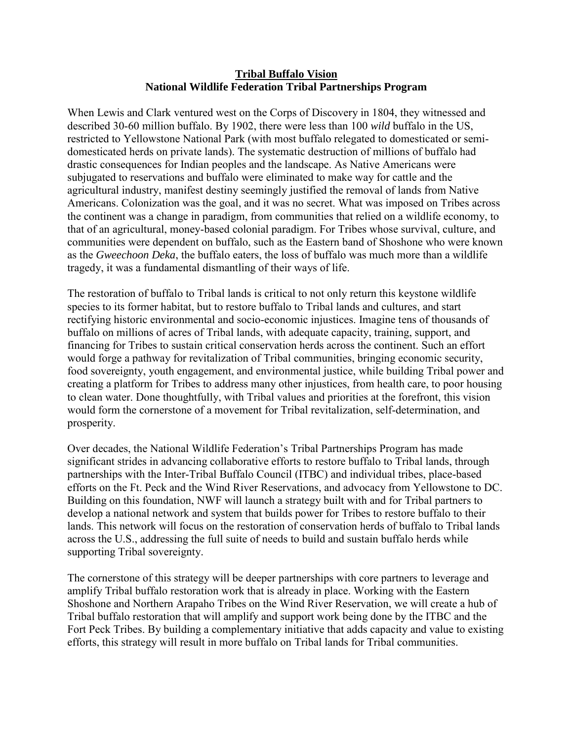**Tribal Buffalo Vision**
**National Wildlife Federation Tribal Partnerships Program**

When Lewis and Clark ventured west on the Corps of Discovery in 1804, they witnessed and described 30-60 million buffalo. By 1902, there were less than 100 *wild* buffalo in the US, restricted to Yellowstone National Park (with most buffalo relegated to domesticated or semi-domesticated herds on private lands). The systematic destruction of millions of buffalo had drastic consequences for Indian peoples and the landscape. As Native Americans were subjugated to reservations and buffalo were eliminated to make way for cattle and the agricultural industry, manifest destiny seemingly justified the removal of lands from Native Americans. Colonization was the goal, and it was no secret. What was imposed on Tribes across the continent was a change in paradigm, from communities that relied on a wildlife economy, to that of an agricultural, money-based colonial paradigm. For Tribes whose survival, culture, and communities were dependent on buffalo, such as the Eastern band of Shoshone who were known as the *Gweechoon Deka*, the buffalo eaters, the loss of buffalo was much more than a wildlife tragedy, it was a fundamental dismantling of their ways of life.

The restoration of buffalo to Tribal lands is critical to not only return this keystone wildlife species to its former habitat, but to restore buffalo to Tribal lands and cultures, and start rectifying historic environmental and socio-economic injustices. Imagine tens of thousands of buffalo on millions of acres of Tribal lands, with adequate capacity, training, support, and financing for Tribes to sustain critical conservation herds across the continent. Such an effort would forge a pathway for revitalization of Tribal communities, bringing economic security, food sovereignty, youth engagement, and environmental justice, while building Tribal power and creating a platform for Tribes to address many other injustices, from health care, to poor housing to clean water. Done thoughtfully, with Tribal values and priorities at the forefront, this vision would form the cornerstone of a movement for Tribal revitalization, self-determination, and prosperity.

Over decades, the National Wildlife Federation's Tribal Partnerships Program has made significant strides in advancing collaborative efforts to restore buffalo to Tribal lands, through partnerships with the Inter-Tribal Buffalo Council (ITBC) and individual tribes, place-based efforts on the Ft. Peck and the Wind River Reservations, and advocacy from Yellowstone to DC. Building on this foundation, NWF will launch a strategy built with and for Tribal partners to develop a national network and system that builds power for Tribes to restore buffalo to their lands. This network will focus on the restoration of conservation herds of buffalo to Tribal lands across the U.S., addressing the full suite of needs to build and sustain buffalo herds while supporting Tribal sovereignty.

The cornerstone of this strategy will be deeper partnerships with core partners to leverage and amplify Tribal buffalo restoration work that is already in place. Working with the Eastern Shoshone and Northern Arapaho Tribes on the Wind River Reservation, we will create a hub of Tribal buffalo restoration that will amplify and support work being done by the ITBC and the Fort Peck Tribes. By building a complementary initiative that adds capacity and value to existing efforts, this strategy will result in more buffalo on Tribal lands for Tribal communities.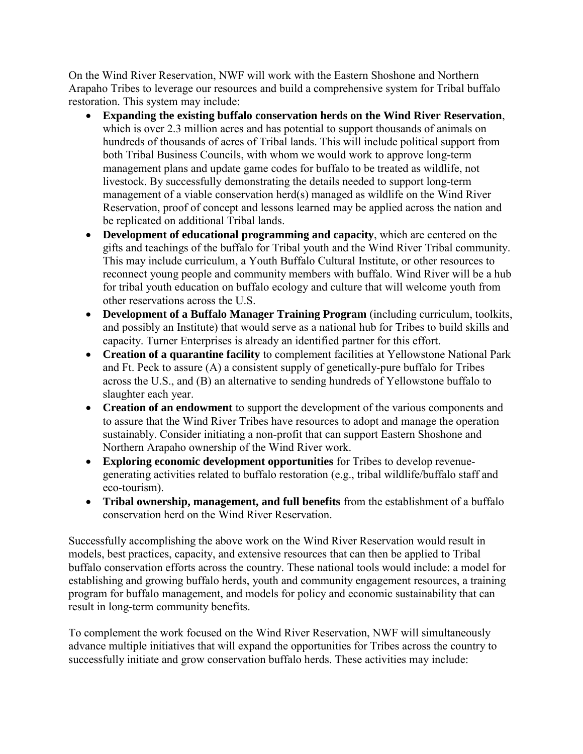On the Wind River Reservation, NWF will work with the Eastern Shoshone and Northern Arapaho Tribes to leverage our resources and build a comprehensive system for Tribal buffalo restoration. This system may include:

- **Expanding the existing buffalo conservation herds on the Wind River Reservation**, which is over 2.3 million acres and has potential to support thousands of animals on hundreds of thousands of acres of Tribal lands. This will include political support from both Tribal Business Councils, with whom we would work to approve long-term management plans and update game codes for buffalo to be treated as wildlife, not livestock. By successfully demonstrating the details needed to support long-term management of a viable conservation herd(s) managed as wildlife on the Wind River Reservation, proof of concept and lessons learned may be applied across the nation and be replicated on additional Tribal lands.
- **Development of educational programming and capacity**, which are centered on the gifts and teachings of the buffalo for Tribal youth and the Wind River Tribal community. This may include curriculum, a Youth Buffalo Cultural Institute, or other resources to reconnect young people and community members with buffalo. Wind River will be a hub for tribal youth education on buffalo ecology and culture that will welcome youth from other reservations across the U.S.
- **Development of a Buffalo Manager Training Program** (including curriculum, toolkits, and possibly an Institute) that would serve as a national hub for Tribes to build skills and capacity. Turner Enterprises is already an identified partner for this effort.
- **Creation of a quarantine facility** to complement facilities at Yellowstone National Park and Ft. Peck to assure (A) a consistent supply of genetically-pure buffalo for Tribes across the U.S., and (B) an alternative to sending hundreds of Yellowstone buffalo to slaughter each year.
- **Creation of an endowment** to support the development of the various components and to assure that the Wind River Tribes have resources to adopt and manage the operation sustainably. Consider initiating a non-profit that can support Eastern Shoshone and Northern Arapaho ownership of the Wind River work.
- **Exploring economic development opportunities** for Tribes to develop revenue-generating activities related to buffalo restoration (e.g., tribal wildlife/buffalo staff and eco-tourism).
- **Tribal ownership, management, and full benefits** from the establishment of a buffalo conservation herd on the Wind River Reservation.

Successfully accomplishing the above work on the Wind River Reservation would result in models, best practices, capacity, and extensive resources that can then be applied to Tribal buffalo conservation efforts across the country. These national tools would include: a model for establishing and growing buffalo herds, youth and community engagement resources, a training program for buffalo management, and models for policy and economic sustainability that can result in long-term community benefits.

To complement the work focused on the Wind River Reservation, NWF will simultaneously advance multiple initiatives that will expand the opportunities for Tribes across the country to successfully initiate and grow conservation buffalo herds. These activities may include: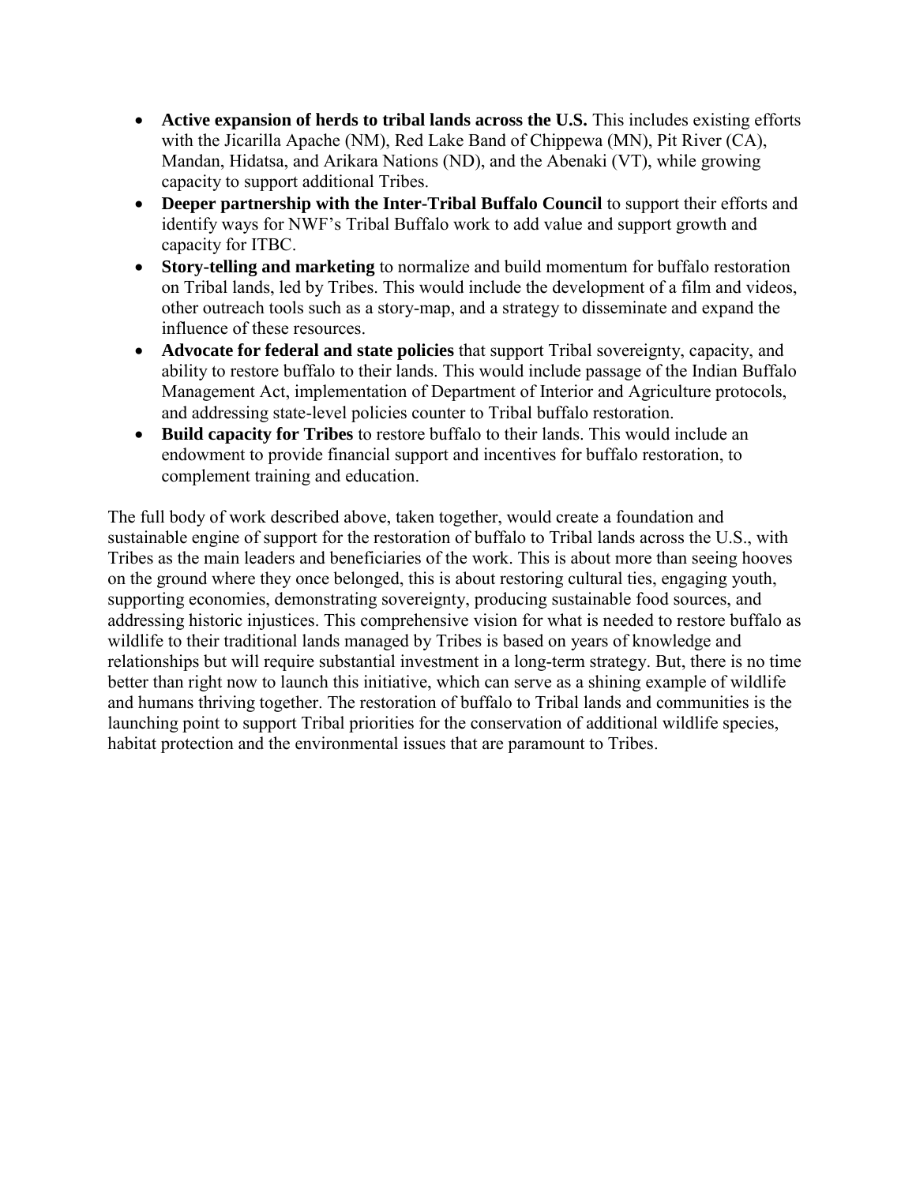- **Active expansion of herds to tribal lands across the U.S.** This includes existing efforts with the Jicarilla Apache (NM), Red Lake Band of Chippewa (MN), Pit River (CA), Mandan, Hidatsa, and Arikara Nations (ND), and the Abenaki (VT), while growing capacity to support additional Tribes.
- **Deeper partnership with the Inter-Tribal Buffalo Council** to support their efforts and identify ways for NWF's Tribal Buffalo work to add value and support growth and capacity for ITBC.
- **Story-telling and marketing** to normalize and build momentum for buffalo restoration on Tribal lands, led by Tribes. This would include the development of a film and videos, other outreach tools such as a story-map, and a strategy to disseminate and expand the influence of these resources.
- **Advocate for federal and state policies** that support Tribal sovereignty, capacity, and ability to restore buffalo to their lands. This would include passage of the Indian Buffalo Management Act, implementation of Department of Interior and Agriculture protocols, and addressing state-level policies counter to Tribal buffalo restoration.
- **Build capacity for Tribes** to restore buffalo to their lands. This would include an endowment to provide financial support and incentives for buffalo restoration, to complement training and education.

The full body of work described above, taken together, would create a foundation and sustainable engine of support for the restoration of buffalo to Tribal lands across the U.S., with Tribes as the main leaders and beneficiaries of the work. This is about more than seeing hooves on the ground where they once belonged, this is about restoring cultural ties, engaging youth, supporting economies, demonstrating sovereignty, producing sustainable food sources, and addressing historic injustices. This comprehensive vision for what is needed to restore buffalo as wildlife to their traditional lands managed by Tribes is based on years of knowledge and relationships but will require substantial investment in a long-term strategy. But, there is no time better than right now to launch this initiative, which can serve as a shining example of wildlife and humans thriving together. The restoration of buffalo to Tribal lands and communities is the launching point to support Tribal priorities for the conservation of additional wildlife species, habitat protection and the environmental issues that are paramount to Tribes.